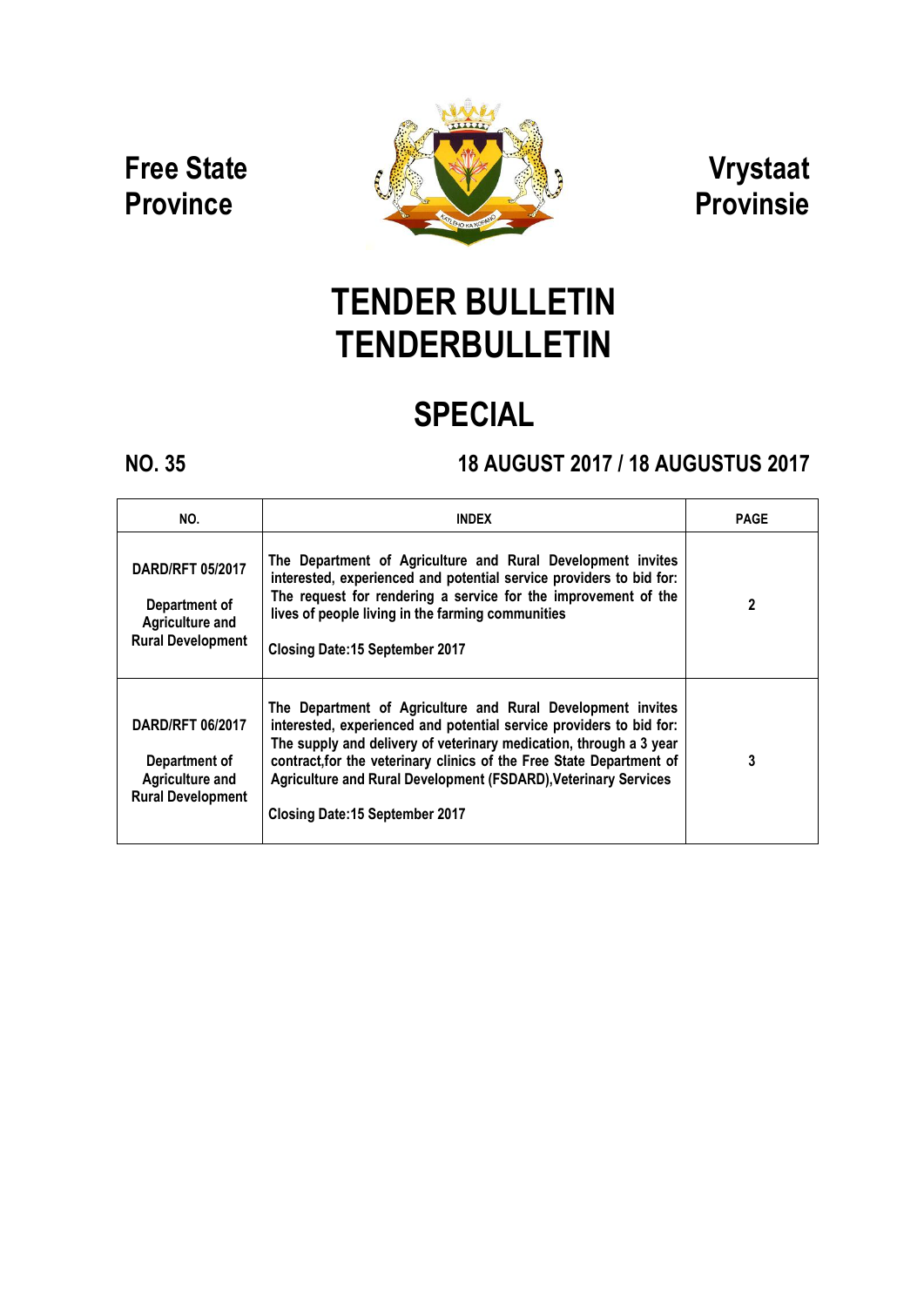**Free State Province**

**Vrystaat Provinsie**

# TENDER BULLETIN
# TENDERBULLETIN

## SPECIAL

**NO. 35**

**18 AUGUST 2017 / 18 AUGUSTUS 2017**

| NO. | INDEX | PAGE |
|---|---|---|
| **DARD/RFT 05/2017**<br><br>**Department of Agriculture and Rural Development** | **The Department of Agriculture and Rural Development invites interested, experienced and potential service providers to bid for: The request for rendering a service for the improvement of the lives of people living in the farming communities**<br><br>**Closing Date:15 September 2017** | **2** |
| **DARD/RFT 06/2017**<br><br>**Department of Agriculture and Rural Development** | **The Department of Agriculture and Rural Development invites interested, experienced and potential service providers to bid for: The supply and delivery of veterinary medication, through a 3 year contract,for the veterinary clinics of the Free State Department of Agriculture and Rural Development (FSDARD),Veterinary Services**<br><br>**Closing Date:15 September 2017** | **3** |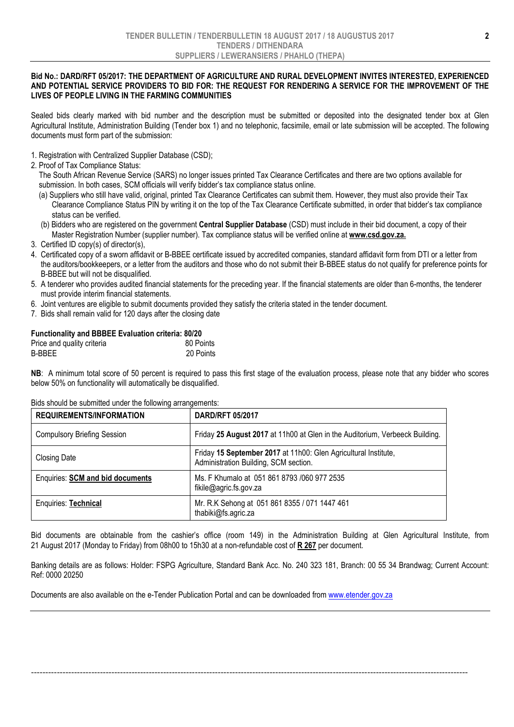**Bid No.: DARD/RFT 05/2017: THE DEPARTMENT OF AGRICULTURE AND RURAL DEVELOPMENT INVITES INTERESTED, EXPERIENCED AND POTENTIAL SERVICE PROVIDERS TO BID FOR: THE REQUEST FOR RENDERING A SERVICE FOR THE IMPROVEMENT OF THE LIVES OF PEOPLE LIVING IN THE FARMING COMMUNITIES**

Sealed bids clearly marked with bid number and the description must be submitted or deposited into the designated tender box at Glen Agricultural Institute, Administration Building (Tender box 1) and no telephonic, facsimile, email or late submission will be accepted. The following documents must form part of the submission:

1. Registration with Centralized Supplier Database (CSD);
2. Proof of Tax Compliance Status:
   The South African Revenue Service (SARS) no longer issues printed Tax Clearance Certificates and there are two options available for submission. In both cases, SCM officials will verify bidder's tax compliance status online.
   (a) Suppliers who still have valid, original, printed Tax Clearance Certificates can submit them. However, they must also provide their Tax Clearance Compliance Status PIN by writing it on the top of the Tax Clearance Certificate submitted, in order that bidder's tax compliance status can be verified.
   (b) Bidders who are registered on the government **Central Supplier Database** (CSD) must include in their bid document, a copy of their Master Registration Number (supplier number). Tax compliance status will be verified online at **www.csd.gov.za.**
3. Certified ID copy(s) of director(s),
4. Certificated copy of a sworn affidavit or B-BBEE certificate issued by accredited companies, standard affidavit form from DTI or a letter from the auditors/bookkeepers, or a letter from the auditors and those who do not submit their B-BBEE status do not qualify for preference points for B-BBEE but will not be disqualified.
5. A tenderer who provides audited financial statements for the preceding year. If the financial statements are older than 6-months, the tenderer must provide interim financial statements.
6. Joint ventures are eligible to submit documents provided they satisfy the criteria stated in the tender document.
7. Bids shall remain valid for 120 days after the closing date

**Functionality and BBBEE Evaluation criteria: 80/20**

| | |
|---|---|
| Price and quality criteria | 80 Points |
| B-BBEE | 20 Points |

**NB**: A minimum total score of 50 percent is required to pass this first stage of the evaluation process, please note that any bidder who scores below 50% on functionality will automatically be disqualified.

Bids should be submitted under the following arrangements:

| REQUIREMENTS/INFORMATION | DARD/RFT 05/2017 |
|---|---|
| Compulsory Briefing Session | Friday **25 August 2017** at 11h00 at Glen in the Auditorium, Verbeeck Building. |
| Closing Date | Friday **15 September 2017** at 11h00: Glen Agricultural Institute, Administration Building, SCM section. |
| Enquiries: **SCM and bid documents** | Ms. F Khumalo at 051 861 8793 /060 977 2535 fikile@agric.fs.gov.za |
| Enquiries: **Technical** | Mr. R.K Sehong at 051 861 8355 / 071 1447 461 thabiki@fs.agric.za |

Bid documents are obtainable from the cashier's office (room 149) in the Administration Building at Glen Agricultural Institute, from 21 August 2017 (Monday to Friday) from 08h00 to 15h30 at a non-refundable cost of **R 267** per document.

Banking details are as follows: Holder: FSPG Agriculture, Standard Bank Acc. No. 240 323 181, Branch: 00 55 34 Brandwag; Current Account: Ref: 0000 20250

Documents are also available on the e-Tender Publication Portal and can be downloaded from www.etender.gov.za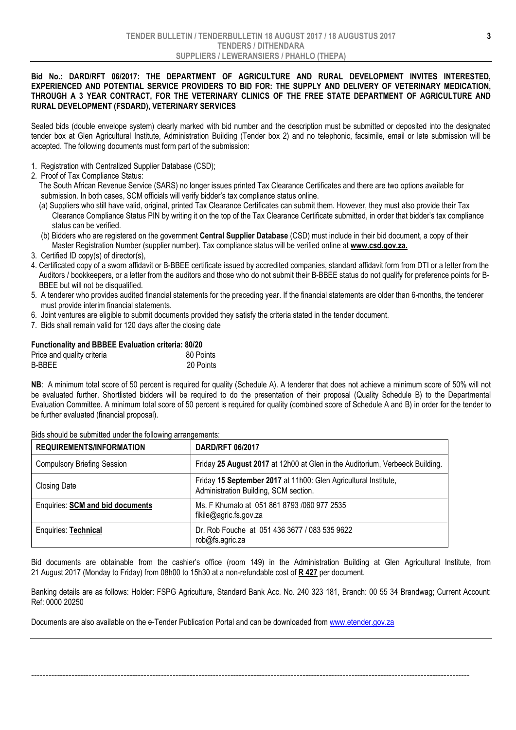**Bid No.: DARD/RFT 06/2017: THE DEPARTMENT OF AGRICULTURE AND RURAL DEVELOPMENT INVITES INTERESTED, EXPERIENCED AND POTENTIAL SERVICE PROVIDERS TO BID FOR: THE SUPPLY AND DELIVERY OF VETERINARY MEDICATION, THROUGH A 3 YEAR CONTRACT, FOR THE VETERINARY CLINICS OF THE FREE STATE DEPARTMENT OF AGRICULTURE AND RURAL DEVELOPMENT (FSDARD), VETERINARY SERVICES**

Sealed bids (double envelope system) clearly marked with bid number and the description must be submitted or deposited into the designated tender box at Glen Agricultural Institute, Administration Building (Tender box 2) and no telephonic, facsimile, email or late submission will be accepted. The following documents must form part of the submission:

1. Registration with Centralized Supplier Database (CSD);
2. Proof of Tax Compliance Status:
   The South African Revenue Service (SARS) no longer issues printed Tax Clearance Certificates and there are two options available for submission. In both cases, SCM officials will verify bidder's tax compliance status online.
   (a) Suppliers who still have valid, original, printed Tax Clearance Certificates can submit them. However, they must also provide their Tax Clearance Compliance Status PIN by writing it on the top of the Tax Clearance Certificate submitted, in order that bidder's tax compliance status can be verified.
   (b) Bidders who are registered on the government **Central Supplier Database** (CSD) must include in their bid document, a copy of their Master Registration Number (supplier number). Tax compliance status will be verified online at **www.csd.gov.za.**
3. Certified ID copy(s) of director(s),
4. Certificated copy of a sworn affidavit or B-BBEE certificate issued by accredited companies, standard affidavit form from DTI or a letter from the Auditors / bookkeepers, or a letter from the auditors and those who do not submit their B-BBEE status do not qualify for preference points for B-BBEE but will not be disqualified.
5. A tenderer who provides audited financial statements for the preceding year. If the financial statements are older than 6-months, the tenderer must provide interim financial statements.
6. Joint ventures are eligible to submit documents provided they satisfy the criteria stated in the tender document.
7. Bids shall remain valid for 120 days after the closing date

**Functionality and BBBEE Evaluation criteria: 80/20**

| | |
|---|---|
| Price and quality criteria | 80 Points |
| B-BBEE | 20 Points |

**NB**: A minimum total score of 50 percent is required for quality (Schedule A). A tenderer that does not achieve a minimum score of 50% will not be evaluated further. Shortlisted bidders will be required to do the presentation of their proposal (Quality Schedule B) to the Departmental Evaluation Committee. A minimum total score of 50 percent is required for quality (combined score of Schedule A and B) in order for the tender to be further evaluated (financial proposal).

Bids should be submitted under the following arrangements:

| **REQUIREMENTS/INFORMATION** | **DARD/RFT 06/2017** |
|---|---|
| Compulsory Briefing Session | Friday **25 August 2017** at 12h00 at Glen in the Auditorium, Verbeeck Building. |
| Closing Date | Friday **15 September 2017** at 11h00: Glen Agricultural Institute, Administration Building, SCM section. |
| Enquiries: **SCM and bid documents** | Ms. F Khumalo at 051 861 8793 /060 977 2535 fikile@agric.fs.gov.za |
| Enquiries: **Technical** | Dr. Rob Fouche at 051 436 3677 / 083 535 9622 rob@fs.agric.za |

Bid documents are obtainable from the cashier's office (room 149) in the Administration Building at Glen Agricultural Institute, from 21 August 2017 (Monday to Friday) from 08h00 to 15h30 at a non-refundable cost of **R 427** per document.

Banking details are as follows: Holder: FSPG Agriculture, Standard Bank Acc. No. 240 323 181, Branch: 00 55 34 Brandwag; Current Account: Ref: 0000 20250

Documents are also available on the e-Tender Publication Portal and can be downloaded from www.etender.gov.za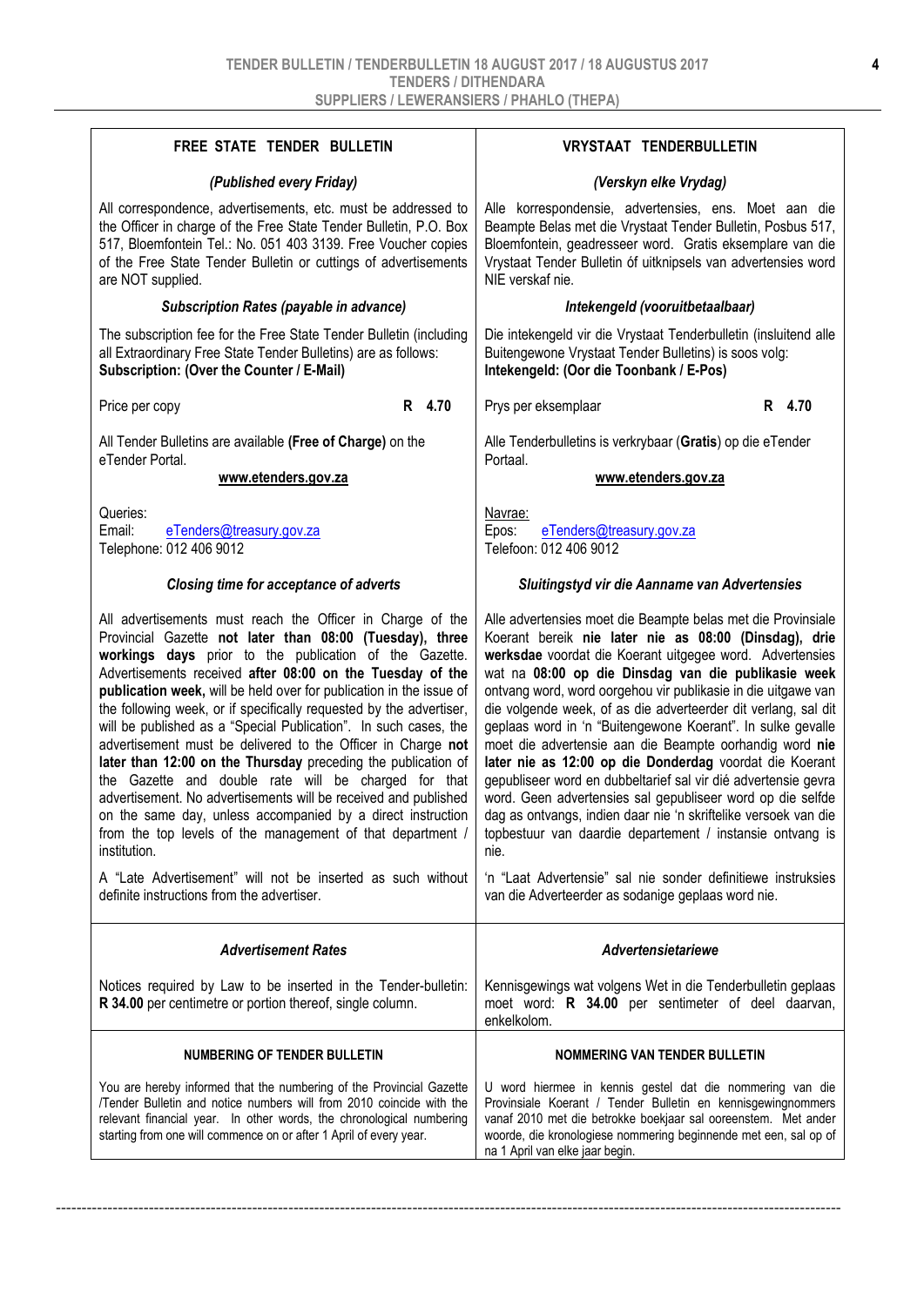# FREE STATE TENDER BULLETIN

*(Published every Friday)*

All correspondence, advertisements, etc. must be addressed to the Officer in charge of the Free State Tender Bulletin, P.O. Box 517, Bloemfontein Tel.: No. 051 403 3139. Free Voucher copies of the Free State Tender Bulletin or cuttings of advertisements are NOT supplied.

***Subscription Rates (payable in advance)***

The subscription fee for the Free State Tender Bulletin (including all Extraordinary Free State Tender Bulletins) are as follows:
**Subscription: (Over the Counter / E-Mail)**

Price per copy **R 4.70**

All Tender Bulletins are available **(Free of Charge)** on the eTender Portal.

**www.etenders.gov.za**

Queries:
Email: eTenders@treasury.gov.za
Telephone: 012 406 9012

***Closing time for acceptance of adverts***

All advertisements must reach the Officer in Charge of the Provincial Gazette **not later than 08:00 (Tuesday), three workings days** prior to the publication of the Gazette. Advertisements received **after 08:00 on the Tuesday of the publication week,** will be held over for publication in the issue of the following week, or if specifically requested by the advertiser, will be published as a "Special Publication". In such cases, the advertisement must be delivered to the Officer in Charge **not later than 12:00 on the Thursday** preceding the publication of the Gazette and double rate will be charged for that advertisement. No advertisements will be received and published on the same day, unless accompanied by a direct instruction from the top levels of the management of that department / institution.

A "Late Advertisement" will not be inserted as such without definite instructions from the advertiser.

***Advertisement Rates***

Notices required by Law to be inserted in the Tender-bulletin: **R 34.00** per centimetre or portion thereof, single column.

**NUMBERING OF TENDER BULLETIN**

You are hereby informed that the numbering of the Provincial Gazette /Tender Bulletin and notice numbers will from 2010 coincide with the relevant financial year. In other words, the chronological numbering starting from one will commence on or after 1 April of every year.

# VRYSTAAT TENDERBULLETIN

*(Verskyn elke Vrydag)*

Alle korrespondensie, advertensies, ens. Moet aan die Beampte Belas met die Vrystaat Tender Bulletin, Posbus 517, Bloemfontein, geadresseer word. Gratis eksemplare van die Vrystaat Tender Bulletin óf uitknipsels van advertensies word NIE verskaf nie.

***Intekengeld (vooruitbetaalbaar)***

Die intekengeld vir die Vrystaat Tenderbulletin (insluitend alle Buitengewone Vrystaat Tender Bulletins) is soos volg:
**Intekengeld: (Oor die Toonbank / E-Pos)**

Prys per eksemplaar **R 4.70**

Alle Tenderbulletins is verkrybaar (**Gratis**) op die eTender Portaal.

**www.etenders.gov.za**

Navrae:
Epos: eTenders@treasury.gov.za
Telefoon: 012 406 9012

***Sluitingstyd vir die Aanname van Advertensies***

Alle advertensies moet die Beampte belas met die Provinsiale Koerant bereik **nie later nie as 08:00 (Dinsdag), drie werksdae** voordat die Koerant uitgegee word. Advertensies wat na **08:00 op die Dinsdag van die publikasie week** ontvang word, word oorgehou vir publikasie in die uitgawe van die volgende week, of as die adverteerder dit verlang, sal dit geplaas word in 'n "Buitengewone Koerant". In sulke gevalle moet die advertensie aan die Beampte oorhandig word **nie later nie as 12:00 op die Donderdag** voordat die Koerant gepubliseer word en dubbeltarief sal vir dié advertensie gevra word. Geen advertensies sal gepubliseer word op die selfde dag as ontvangs, indien daar nie 'n skriftelike versoek van die topbestuur van daardie departement / instansie ontvang is nie.

'n "Laat Advertensie" sal nie sonder definitiewe instruksies van die Adverteerder as sodanige geplaas word nie.

***Advertensietariewe***

Kennisgewings wat volgens Wet in die Tenderbulletin geplaas moet word: **R 34.00** per sentimeter of deel daarvan, enkelkolom.

**NOMMERING VAN TENDER BULLETIN**

U word hiermee in kennis gestel dat die nommering van die Provinsiale Koerant / Tender Bulletin en kennisgewingnommers vanaf 2010 met die betrokke boekjaar sal ooreenstem. Met ander woorde, die kronologiese nommering beginnende met een, sal op of na 1 April van elke jaar begin.